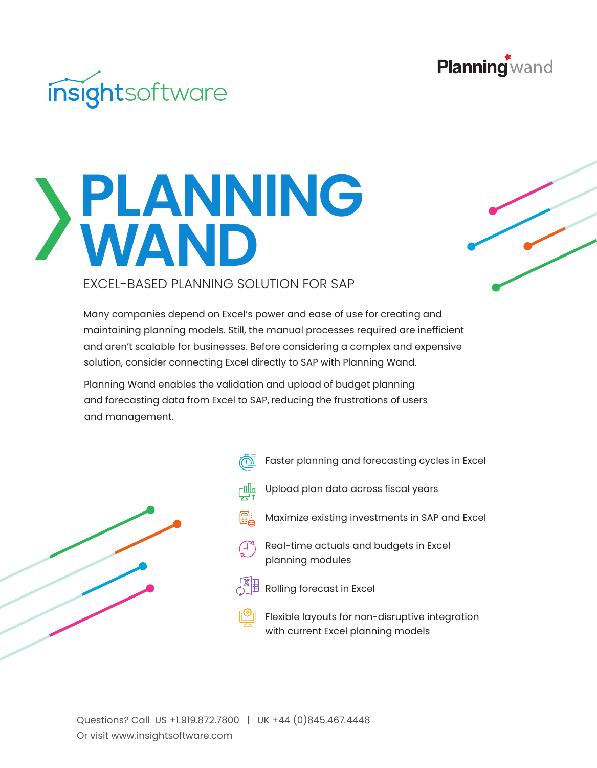insightsoftware

Planning wand

# PLANNING WAND

## EXCEL-BASED PLANNING SOLUTION FOR SAP

Many companies depend on Excel's power and ease of use for creating and maintaining planning models. Still, the manual processes required are inefficient and aren't scalable for businesses. Before considering a complex and expensive solution, consider connecting Excel directly to SAP with Planning Wand.

Planning Wand enables the validation and upload of budget planning and forecasting data from Excel to SAP, reducing the frustrations of users and management.

- Faster planning and forecasting cycles in Excel
- Upload plan data across fiscal years
- Maximize existing investments in SAP and Excel
- Real-time actuals and budgets in Excel planning modules
- Rolling forecast in Excel
- Flexible layouts for non-disruptive integration with current Excel planning models

Questions? Call US +1.919.872.7800 | UK +44 (0)845.467.4448
Or visit www.insightsoftware.com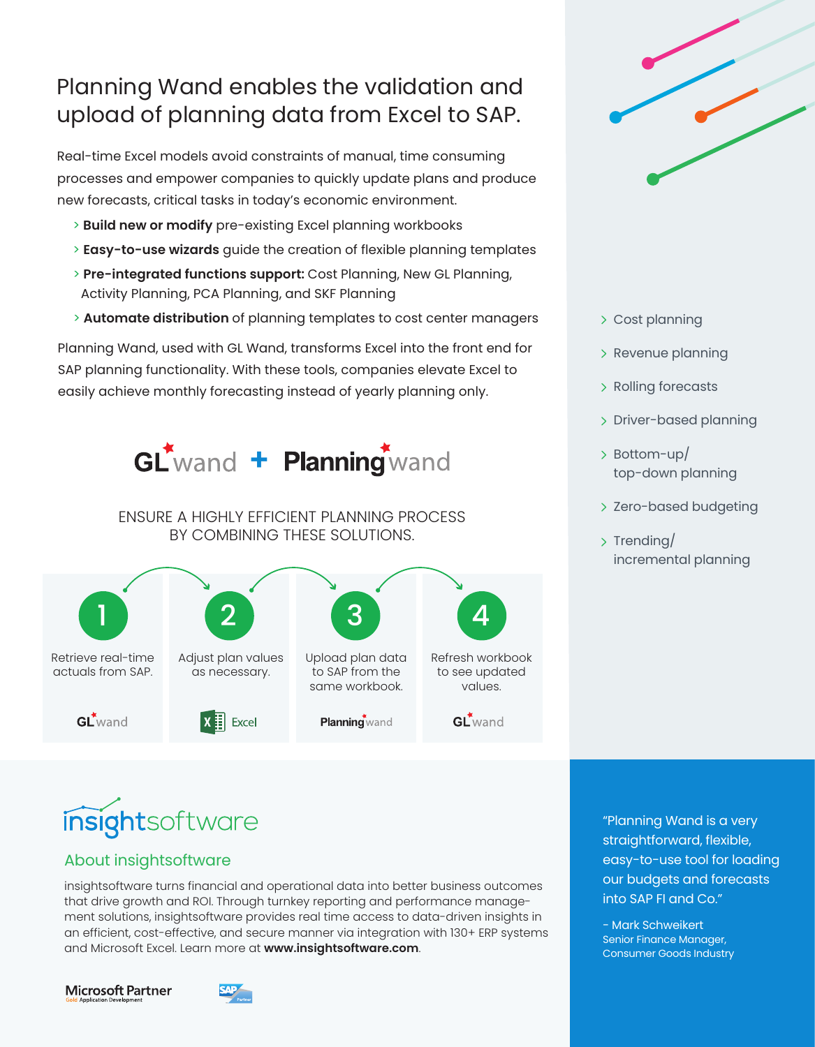# Planning Wand enables the validation and upload of planning data from Excel to SAP.

Real-time Excel models avoid constraints of manual, time consuming processes and empower companies to quickly update plans and produce new forecasts, critical tasks in today's economic environment.

- **Build new or modify** pre-existing Excel planning workbooks
- **Easy-to-use wizards** guide the creation of flexible planning templates
- **Pre-integrated functions support:** Cost Planning, New GL Planning, Activity Planning, PCA Planning, and SKF Planning
- **Automate distribution** of planning templates to cost center managers

Planning Wand, used with GL Wand, transforms Excel into the front end for SAP planning functionality. With these tools, companies elevate Excel to easily achieve monthly forecasting instead of yearly planning only.

- Cost planning
- Revenue planning
- Rolling forecasts
- Driver-based planning
- Bottom-up/ top-down planning
- Zero-based budgeting
- Trending/ incremental planning

**GL wand + Planning wand**

ENSURE A HIGHLY EFFICIENT PLANNING PROCESS BY COMBINING THESE SOLUTIONS.

1. Retrieve real-time actuals from SAP. — GL wand
2. Adjust plan values as necessary. — Excel
3. Upload plan data to SAP from the same workbook. — Planning wand
4. Refresh workbook to see updated values. — GL wand

"Planning Wand is a very straightforward, flexible, easy-to-use tool for loading our budgets and forecasts into SAP FI and Co."

- Mark Schweikert
Senior Finance Manager, Consumer Goods Industry

insightsoftware

## About insightsoftware

insightsoftware turns financial and operational data into better business outcomes that drive growth and ROI. Through turnkey reporting and performance management solutions, insightsoftware provides real time access to data-driven insights in an efficient, cost-effective, and secure manner via integration with 130+ ERP systems and Microsoft Excel. Learn more at **www.insightsoftware.com**.

Microsoft Partner
Gold Application Development

SAP Partner